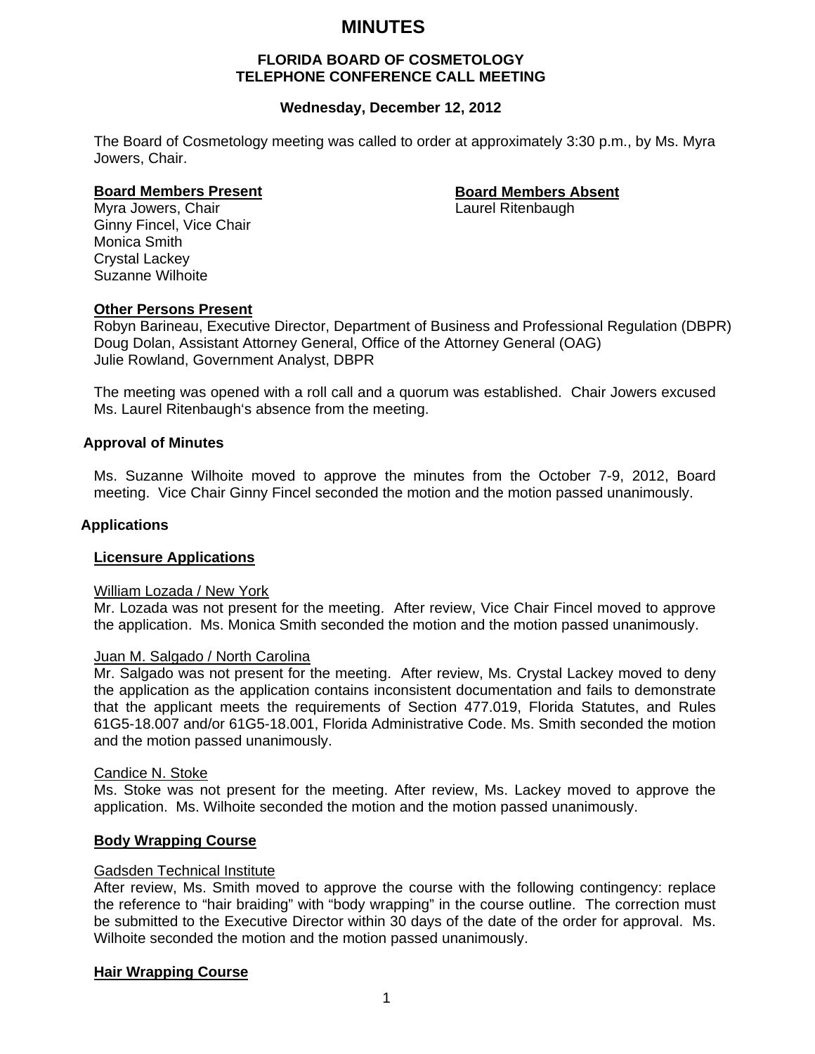# MINUTES

**FLORIDA BOARD OF COSMETOLOGY**
**TELEPHONE CONFERENCE CALL MEETING**

**Wednesday, December 12, 2012**

The Board of Cosmetology meeting was called to order at approximately 3:30 p.m., by Ms. Myra Jowers, Chair.

**Board Members Present**
Myra Jowers, Chair
Ginny Fincel, Vice Chair
Monica Smith
Crystal Lackey
Suzanne Wilhoite

**Board Members Absent**
Laurel Ritenbaugh

**Other Persons Present**
Robyn Barineau, Executive Director, Department of Business and Professional Regulation (DBPR)
Doug Dolan, Assistant Attorney General, Office of the Attorney General (OAG)
Julie Rowland, Government Analyst, DBPR

The meeting was opened with a roll call and a quorum was established. Chair Jowers excused Ms. Laurel Ritenbaugh's absence from the meeting.

## Approval of Minutes

Ms. Suzanne Wilhoite moved to approve the minutes from the October 7-9, 2012, Board meeting. Vice Chair Ginny Fincel seconded the motion and the motion passed unanimously.

## Applications

### Licensure Applications

William Lozada / New York
Mr. Lozada was not present for the meeting. After review, Vice Chair Fincel moved to approve the application. Ms. Monica Smith seconded the motion and the motion passed unanimously.

Juan M. Salgado / North Carolina
Mr. Salgado was not present for the meeting. After review, Ms. Crystal Lackey moved to deny the application as the application contains inconsistent documentation and fails to demonstrate that the applicant meets the requirements of Section 477.019, Florida Statutes, and Rules 61G5-18.007 and/or 61G5-18.001, Florida Administrative Code. Ms. Smith seconded the motion and the motion passed unanimously.

Candice N. Stoke
Ms. Stoke was not present for the meeting. After review, Ms. Lackey moved to approve the application. Ms. Wilhoite seconded the motion and the motion passed unanimously.

### Body Wrapping Course

Gadsden Technical Institute
After review, Ms. Smith moved to approve the course with the following contingency: replace the reference to "hair braiding" with "body wrapping" in the course outline. The correction must be submitted to the Executive Director within 30 days of the date of the order for approval. Ms. Wilhoite seconded the motion and the motion passed unanimously.

### Hair Wrapping Course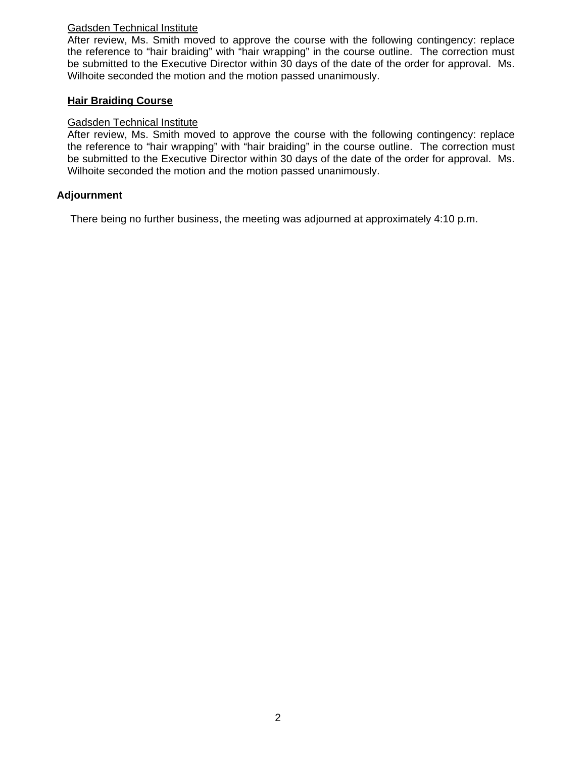Gadsden Technical Institute

After review, Ms. Smith moved to approve the course with the following contingency: replace the reference to “hair braiding” with “hair wrapping” in the course outline. The correction must be submitted to the Executive Director within 30 days of the date of the order for approval. Ms. Wilhoite seconded the motion and the motion passed unanimously.

**Hair Braiding Course**

Gadsden Technical Institute

After review, Ms. Smith moved to approve the course with the following contingency: replace the reference to “hair wrapping” with “hair braiding” in the course outline. The correction must be submitted to the Executive Director within 30 days of the date of the order for approval. Ms. Wilhoite seconded the motion and the motion passed unanimously.

## Adjournment

There being no further business, the meeting was adjourned at approximately 4:10 p.m.